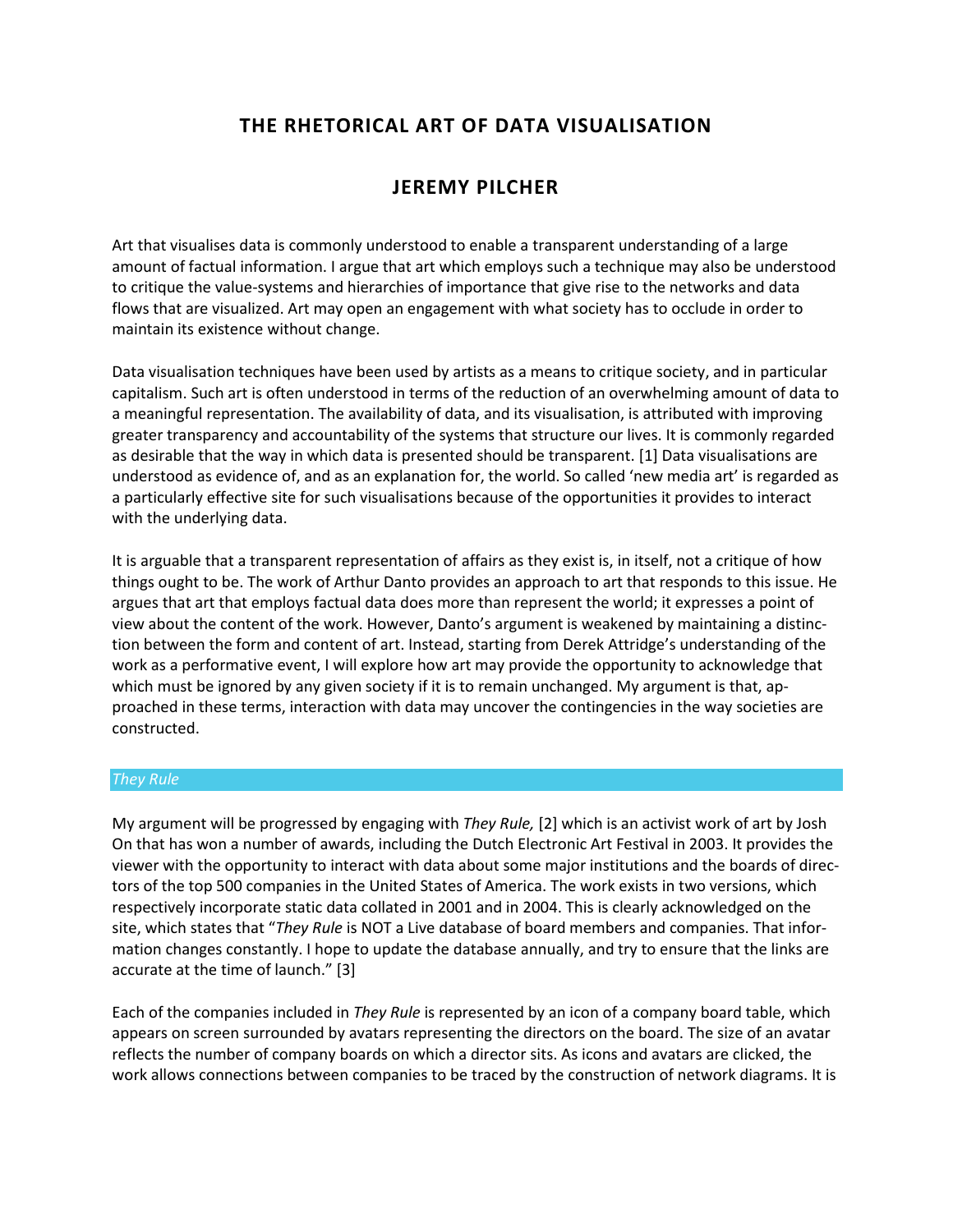# THE RHETORICAL ART OF DATA VISUALISATION

## JEREMY PILCHER

Art that visualises data is commonly understood to enable a transparent understanding of a large amount of factual information. I argue that art which employs such a technique may also be understood to critique the value-systems and hierarchies of importance that give rise to the networks and data flows that are visualized. Art may open an engagement with what society has to occlude in order to maintain its existence without change.

Data visualisation techniques have been used by artists as a means to critique society, and in particular capitalism. Such art is often understood in terms of the reduction of an overwhelming amount of data to a meaningful representation. The availability of data, and its visualisation, is attributed with improving greater transparency and accountability of the systems that structure our lives. It is commonly regarded as desirable that the way in which data is presented should be transparent. [1] Data visualisations are understood as evidence of, and as an explanation for, the world. So called 'new media art' is regarded as a particularly effective site for such visualisations because of the opportunities it provides to interact with the underlying data.

It is arguable that a transparent representation of affairs as they exist is, in itself, not a critique of how things ought to be. The work of Arthur Danto provides an approach to art that responds to this issue. He argues that art that employs factual data does more than represent the world; it expresses a point of view about the content of the work. However, Danto's argument is weakened by maintaining a distinction between the form and content of art. Instead, starting from Derek Attridge's understanding of the work as a performative event, I will explore how art may provide the opportunity to acknowledge that which must be ignored by any given society if it is to remain unchanged. My argument is that, approached in these terms, interaction with data may uncover the contingencies in the way societies are constructed.

### *They Rule*

My argument will be progressed by engaging with *They Rule,* [2] which is an activist work of art by Josh On that has won a number of awards, including the Dutch Electronic Art Festival in 2003. It provides the viewer with the opportunity to interact with data about some major institutions and the boards of directors of the top 500 companies in the United States of America. The work exists in two versions, which respectively incorporate static data collated in 2001 and in 2004. This is clearly acknowledged on the site, which states that "*They Rule* is NOT a Live database of board members and companies. That information changes constantly. I hope to update the database annually, and try to ensure that the links are accurate at the time of launch." [3]

Each of the companies included in *They Rule* is represented by an icon of a company board table, which appears on screen surrounded by avatars representing the directors on the board. The size of an avatar reflects the number of company boards on which a director sits. As icons and avatars are clicked, the work allows connections between companies to be traced by the construction of network diagrams. It is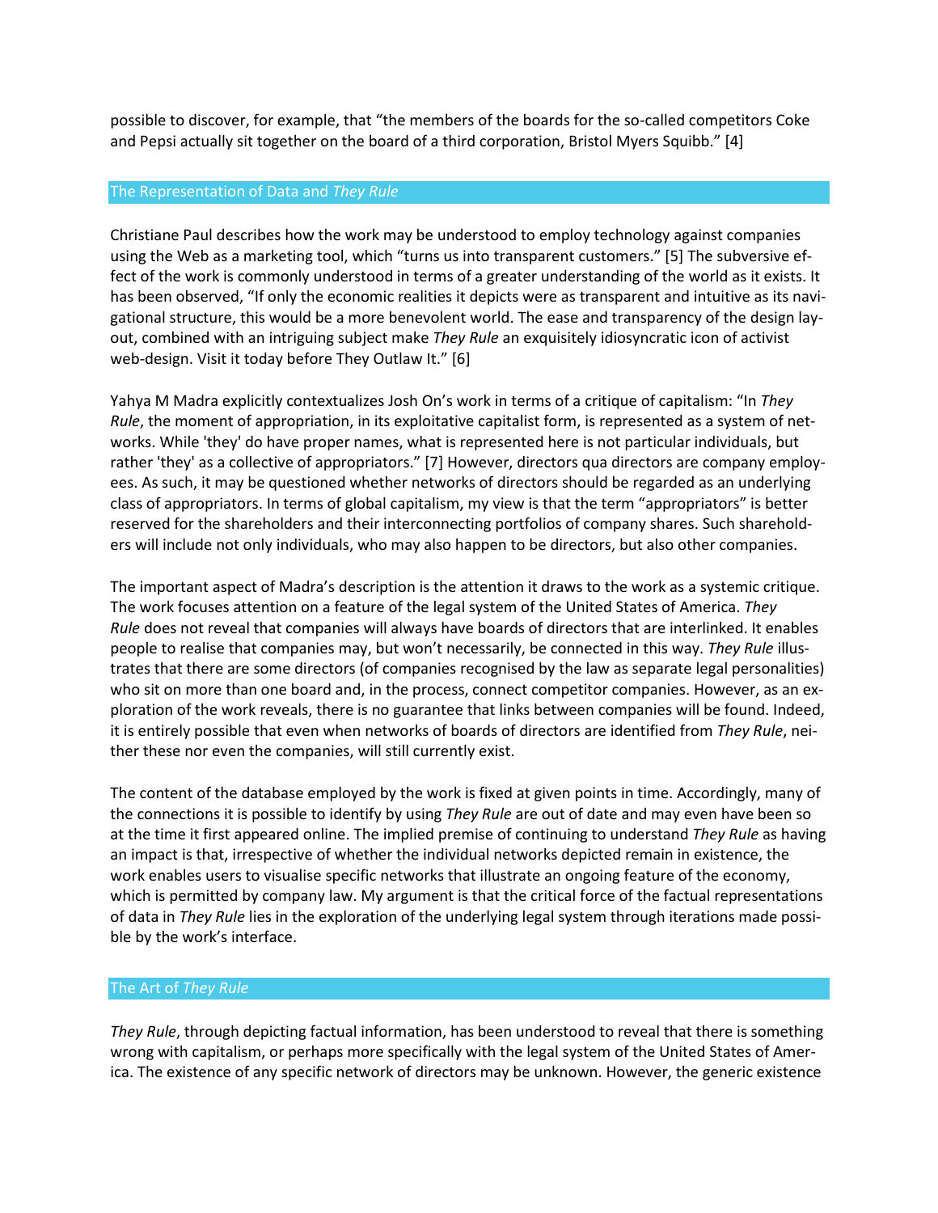possible to discover, for example, that "the members of the boards for the so-called competitors Coke and Pepsi actually sit together on the board of a third corporation, Bristol Myers Squibb." [4]

## The Representation of Data and *They Rule*

Christiane Paul describes how the work may be understood to employ technology against companies using the Web as a marketing tool, which "turns us into transparent customers." [5] The subversive effect of the work is commonly understood in terms of a greater understanding of the world as it exists. It has been observed, "If only the economic realities it depicts were as transparent and intuitive as its navigational structure, this would be a more benevolent world. The ease and transparency of the design layout, combined with an intriguing subject make *They Rule* an exquisitely idiosyncratic icon of activist web-design. Visit it today before They Outlaw It." [6]

Yahya M Madra explicitly contextualizes Josh On's work in terms of a critique of capitalism: "In *They Rule*, the moment of appropriation, in its exploitative capitalist form, is represented as a system of networks. While 'they' do have proper names, what is represented here is not particular individuals, but rather 'they' as a collective of appropriators." [7] However, directors qua directors are company employees. As such, it may be questioned whether networks of directors should be regarded as an underlying class of appropriators. In terms of global capitalism, my view is that the term "appropriators" is better reserved for the shareholders and their interconnecting portfolios of company shares. Such shareholders will include not only individuals, who may also happen to be directors, but also other companies.

The important aspect of Madra's description is the attention it draws to the work as a systemic critique. The work focuses attention on a feature of the legal system of the United States of America. *They Rule* does not reveal that companies will always have boards of directors that are interlinked. It enables people to realise that companies may, but won't necessarily, be connected in this way. *They Rule* illustrates that there are some directors (of companies recognised by the law as separate legal personalities) who sit on more than one board and, in the process, connect competitor companies. However, as an exploration of the work reveals, there is no guarantee that links between companies will be found. Indeed, it is entirely possible that even when networks of boards of directors are identified from *They Rule*, neither these nor even the companies, will still currently exist.

The content of the database employed by the work is fixed at given points in time. Accordingly, many of the connections it is possible to identify by using *They Rule* are out of date and may even have been so at the time it first appeared online. The implied premise of continuing to understand *They Rule* as having an impact is that, irrespective of whether the individual networks depicted remain in existence, the work enables users to visualise specific networks that illustrate an ongoing feature of the economy, which is permitted by company law. My argument is that the critical force of the factual representations of data in *They Rule* lies in the exploration of the underlying legal system through iterations made possible by the work's interface.

## The Art of *They Rule*

*They Rule*, through depicting factual information, has been understood to reveal that there is something wrong with capitalism, or perhaps more specifically with the legal system of the United States of America. The existence of any specific network of directors may be unknown. However, the generic existence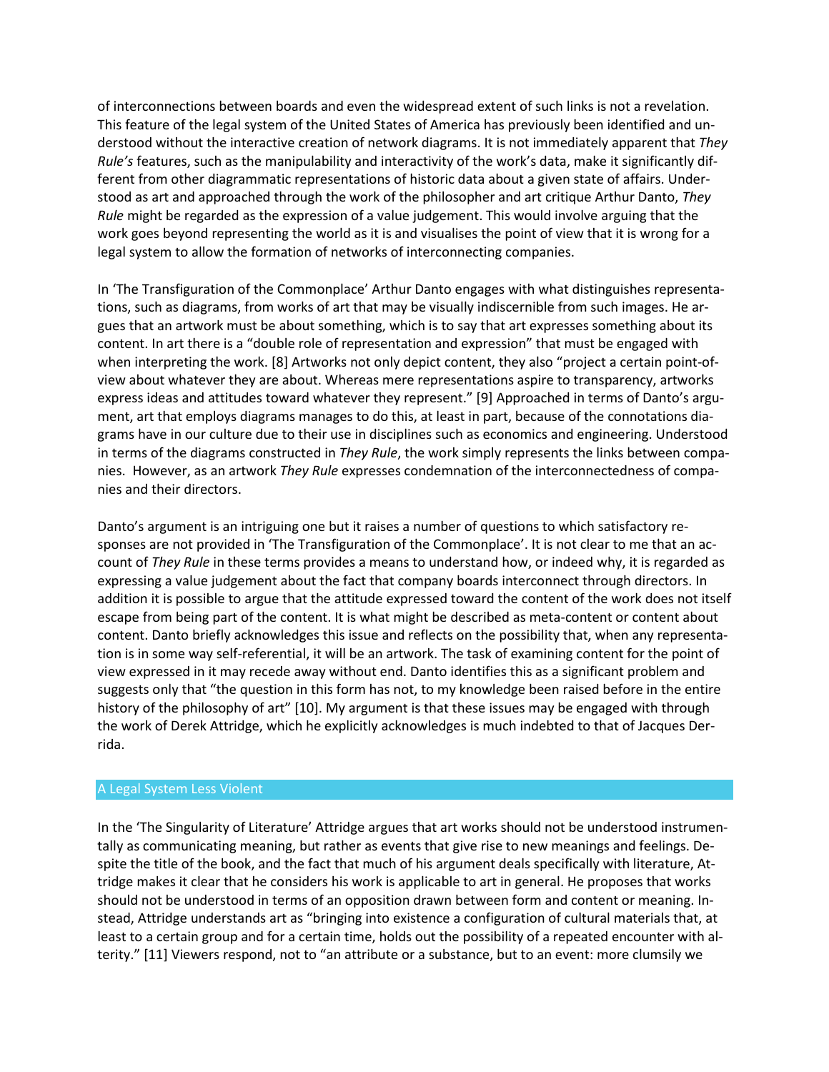of interconnections between boards and even the widespread extent of such links is not a revelation. This feature of the legal system of the United States of America has previously been identified and understood without the interactive creation of network diagrams. It is not immediately apparent that *They Rule's* features, such as the manipulability and interactivity of the work's data, make it significantly different from other diagrammatic representations of historic data about a given state of affairs. Understood as art and approached through the work of the philosopher and art critique Arthur Danto, *They Rule* might be regarded as the expression of a value judgement. This would involve arguing that the work goes beyond representing the world as it is and visualises the point of view that it is wrong for a legal system to allow the formation of networks of interconnecting companies.

In 'The Transfiguration of the Commonplace' Arthur Danto engages with what distinguishes representations, such as diagrams, from works of art that may be visually indiscernible from such images. He argues that an artwork must be about something, which is to say that art expresses something about its content. In art there is a "double role of representation and expression" that must be engaged with when interpreting the work. [8] Artworks not only depict content, they also "project a certain point-of-view about whatever they are about. Whereas mere representations aspire to transparency, artworks express ideas and attitudes toward whatever they represent." [9] Approached in terms of Danto's argument, art that employs diagrams manages to do this, at least in part, because of the connotations diagrams have in our culture due to their use in disciplines such as economics and engineering. Understood in terms of the diagrams constructed in *They Rule*, the work simply represents the links between companies. However, as an artwork *They Rule* expresses condemnation of the interconnectedness of companies and their directors.

Danto's argument is an intriguing one but it raises a number of questions to which satisfactory responses are not provided in 'The Transfiguration of the Commonplace'. It is not clear to me that an account of *They Rule* in these terms provides a means to understand how, or indeed why, it is regarded as expressing a value judgement about the fact that company boards interconnect through directors. In addition it is possible to argue that the attitude expressed toward the content of the work does not itself escape from being part of the content. It is what might be described as meta-content or content about content. Danto briefly acknowledges this issue and reflects on the possibility that, when any representation is in some way self-referential, it will be an artwork. The task of examining content for the point of view expressed in it may recede away without end. Danto identifies this as a significant problem and suggests only that "the question in this form has not, to my knowledge been raised before in the entire history of the philosophy of art" [10]. My argument is that these issues may be engaged with through the work of Derek Attridge, which he explicitly acknowledges is much indebted to that of Jacques Derrida.

## A Legal System Less Violent

In the 'The Singularity of Literature' Attridge argues that art works should not be understood instrumentally as communicating meaning, but rather as events that give rise to new meanings and feelings. Despite the title of the book, and the fact that much of his argument deals specifically with literature, Attridge makes it clear that he considers his work is applicable to art in general. He proposes that works should not be understood in terms of an opposition drawn between form and content or meaning. Instead, Attridge understands art as "bringing into existence a configuration of cultural materials that, at least to a certain group and for a certain time, holds out the possibility of a repeated encounter with alterity." [11] Viewers respond, not to "an attribute or a substance, but to an event: more clumsily we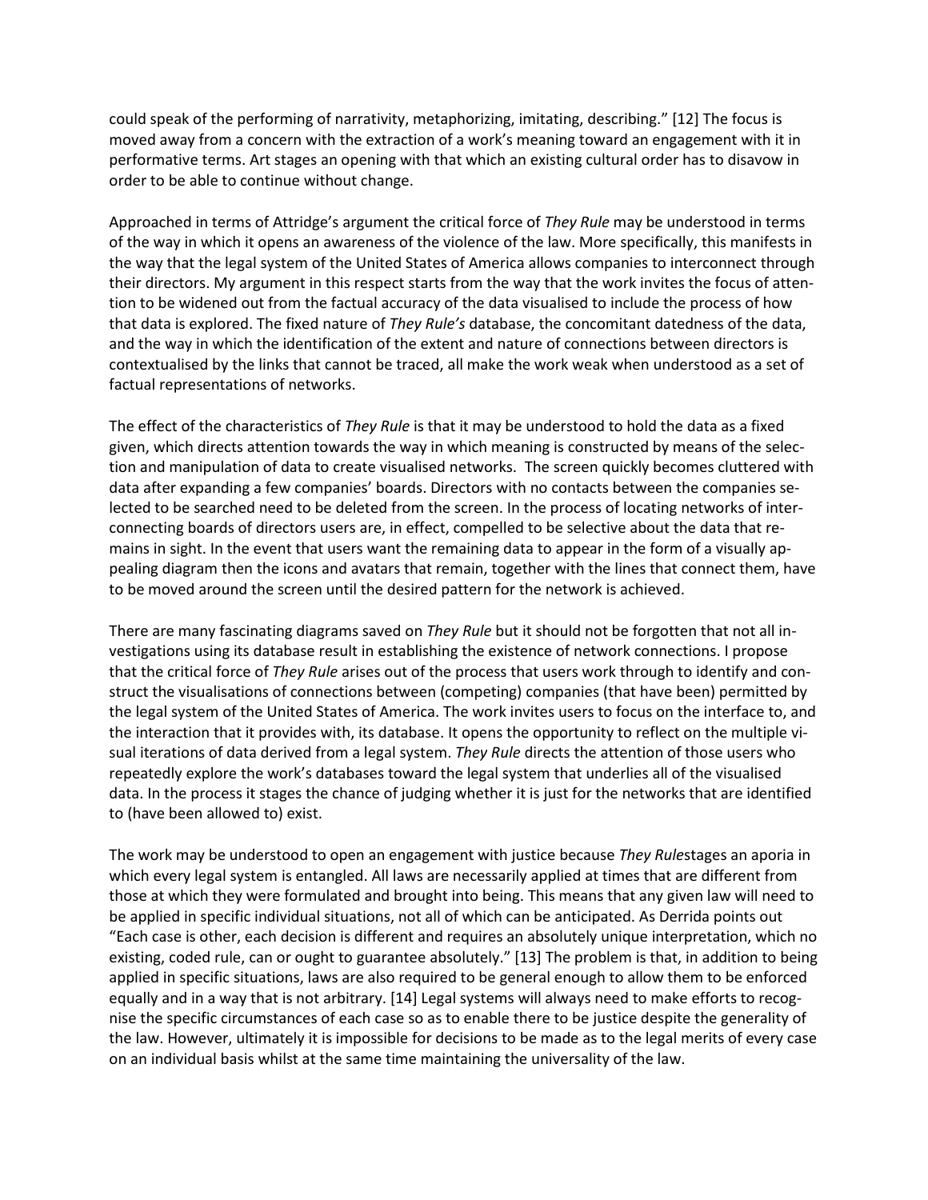could speak of the performing of narrativity, metaphorizing, imitating, describing." [12] The focus is moved away from a concern with the extraction of a work's meaning toward an engagement with it in performative terms. Art stages an opening with that which an existing cultural order has to disavow in order to be able to continue without change.

Approached in terms of Attridge's argument the critical force of *They Rule* may be understood in terms of the way in which it opens an awareness of the violence of the law. More specifically, this manifests in the way that the legal system of the United States of America allows companies to interconnect through their directors. My argument in this respect starts from the way that the work invites the focus of attention to be widened out from the factual accuracy of the data visualised to include the process of how that data is explored. The fixed nature of *They Rule's* database, the concomitant datedness of the data, and the way in which the identification of the extent and nature of connections between directors is contextualised by the links that cannot be traced, all make the work weak when understood as a set of factual representations of networks.

The effect of the characteristics of *They Rule* is that it may be understood to hold the data as a fixed given, which directs attention towards the way in which meaning is constructed by means of the selection and manipulation of data to create visualised networks. The screen quickly becomes cluttered with data after expanding a few companies' boards. Directors with no contacts between the companies selected to be searched need to be deleted from the screen. In the process of locating networks of interconnecting boards of directors users are, in effect, compelled to be selective about the data that remains in sight. In the event that users want the remaining data to appear in the form of a visually appealing diagram then the icons and avatars that remain, together with the lines that connect them, have to be moved around the screen until the desired pattern for the network is achieved.

There are many fascinating diagrams saved on *They Rule* but it should not be forgotten that not all investigations using its database result in establishing the existence of network connections. I propose that the critical force of *They Rule* arises out of the process that users work through to identify and construct the visualisations of connections between (competing) companies (that have been) permitted by the legal system of the United States of America. The work invites users to focus on the interface to, and the interaction that it provides with, its database. It opens the opportunity to reflect on the multiple visual iterations of data derived from a legal system. *They Rule* directs the attention of those users who repeatedly explore the work's databases toward the legal system that underlies all of the visualised data. In the process it stages the chance of judging whether it is just for the networks that are identified to (have been allowed to) exist.

The work may be understood to open an engagement with justice because *They Rule*stages an aporia in which every legal system is entangled. All laws are necessarily applied at times that are different from those at which they were formulated and brought into being. This means that any given law will need to be applied in specific individual situations, not all of which can be anticipated. As Derrida points out "Each case is other, each decision is different and requires an absolutely unique interpretation, which no existing, coded rule, can or ought to guarantee absolutely." [13] The problem is that, in addition to being applied in specific situations, laws are also required to be general enough to allow them to be enforced equally and in a way that is not arbitrary. [14] Legal systems will always need to make efforts to recognise the specific circumstances of each case so as to enable there to be justice despite the generality of the law. However, ultimately it is impossible for decisions to be made as to the legal merits of every case on an individual basis whilst at the same time maintaining the universality of the law.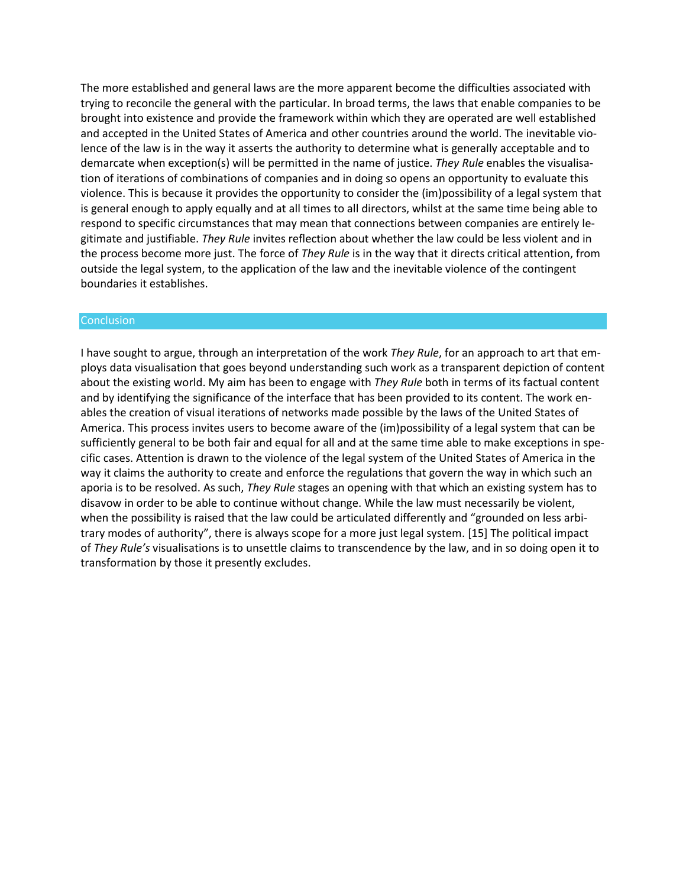The more established and general laws are the more apparent become the difficulties associated with trying to reconcile the general with the particular. In broad terms, the laws that enable companies to be brought into existence and provide the framework within which they are operated are well established and accepted in the United States of America and other countries around the world. The inevitable violence of the law is in the way it asserts the authority to determine what is generally acceptable and to demarcate when exception(s) will be permitted in the name of justice. *They Rule* enables the visualisation of iterations of combinations of companies and in doing so opens an opportunity to evaluate this violence. This is because it provides the opportunity to consider the (im)possibility of a legal system that is general enough to apply equally and at all times to all directors, whilst at the same time being able to respond to specific circumstances that may mean that connections between companies are entirely legitimate and justifiable. *They Rule* invites reflection about whether the law could be less violent and in the process become more just. The force of *They Rule* is in the way that it directs critical attention, from outside the legal system, to the application of the law and the inevitable violence of the contingent boundaries it establishes.

## Conclusion

I have sought to argue, through an interpretation of the work *They Rule*, for an approach to art that employs data visualisation that goes beyond understanding such work as a transparent depiction of content about the existing world. My aim has been to engage with *They Rule* both in terms of its factual content and by identifying the significance of the interface that has been provided to its content. The work enables the creation of visual iterations of networks made possible by the laws of the United States of America. This process invites users to become aware of the (im)possibility of a legal system that can be sufficiently general to be both fair and equal for all and at the same time able to make exceptions in specific cases. Attention is drawn to the violence of the legal system of the United States of America in the way it claims the authority to create and enforce the regulations that govern the way in which such an aporia is to be resolved. As such, *They Rule* stages an opening with that which an existing system has to disavow in order to be able to continue without change. While the law must necessarily be violent, when the possibility is raised that the law could be articulated differently and "grounded on less arbitrary modes of authority", there is always scope for a more just legal system. [15] The political impact of *They Rule's* visualisations is to unsettle claims to transcendence by the law, and in so doing open it to transformation by those it presently excludes.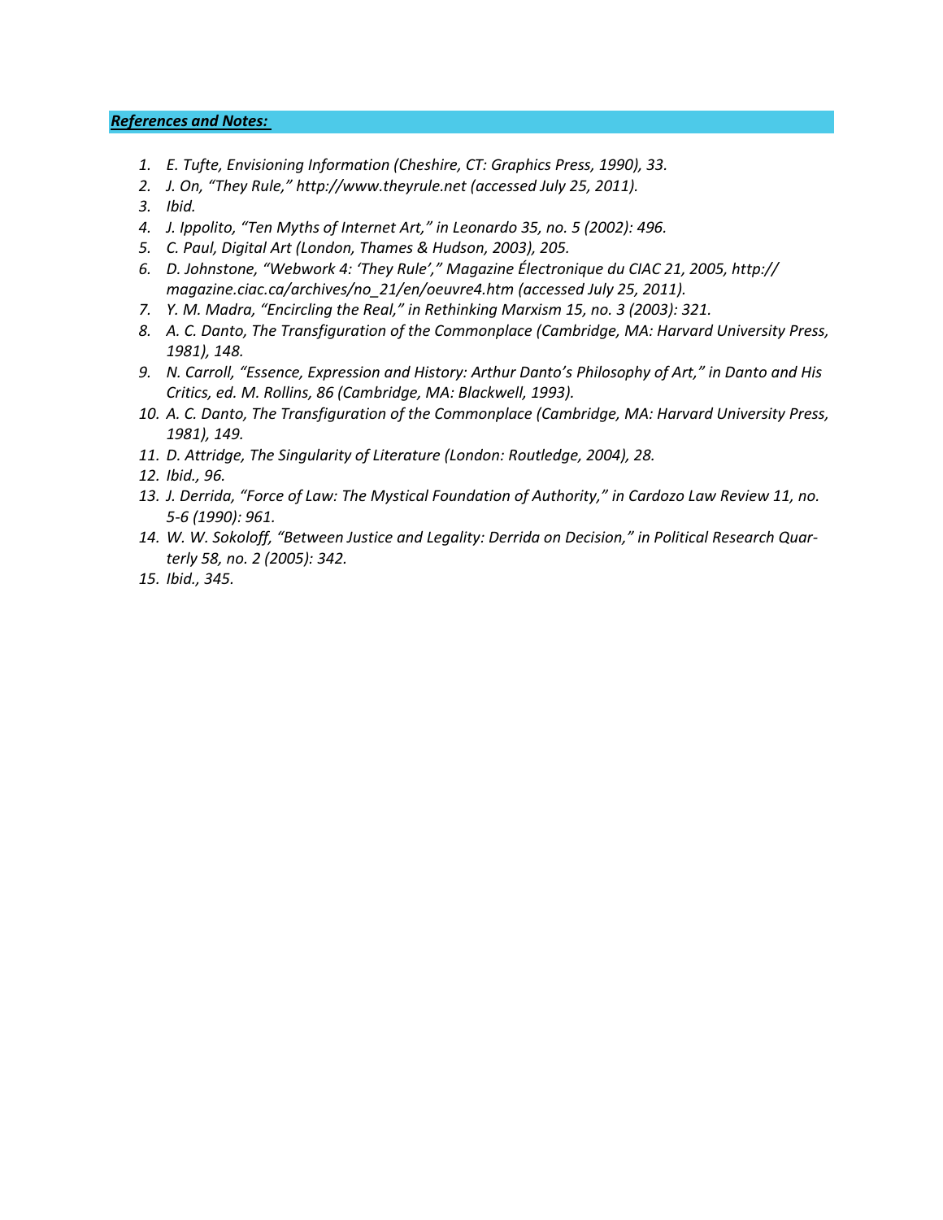***References and Notes:***

1. *E. Tufte, Envisioning Information (Cheshire, CT: Graphics Press, 1990), 33.*
2. *J. On, "They Rule," http://www.theyrule.net (accessed July 25, 2011).*
3. *Ibid.*
4. *J. Ippolito, "Ten Myths of Internet Art," in Leonardo 35, no. 5 (2002): 496.*
5. *C. Paul, Digital Art (London, Thames & Hudson, 2003), 205.*
6. *D. Johnstone, "Webwork 4: 'They Rule'," Magazine Électronique du CIAC 21, 2005, http://magazine.ciac.ca/archives/no_21/en/oeuvre4.htm (accessed July 25, 2011).*
7. *Y. M. Madra, "Encircling the Real," in Rethinking Marxism 15, no. 3 (2003): 321.*
8. *A. C. Danto, The Transfiguration of the Commonplace (Cambridge, MA: Harvard University Press, 1981), 148.*
9. *N. Carroll, "Essence, Expression and History: Arthur Danto's Philosophy of Art," in Danto and His Critics, ed. M. Rollins, 86 (Cambridge, MA: Blackwell, 1993).*
10. *A. C. Danto, The Transfiguration of the Commonplace (Cambridge, MA: Harvard University Press, 1981), 149.*
11. *D. Attridge, The Singularity of Literature (London: Routledge, 2004), 28.*
12. *Ibid., 96.*
13. *J. Derrida, "Force of Law: The Mystical Foundation of Authority," in Cardozo Law Review 11, no. 5-6 (1990): 961.*
14. *W. W. Sokoloff, "Between Justice and Legality: Derrida on Decision," in Political Research Quarterly 58, no. 2 (2005): 342.*
15. *Ibid., 345.*